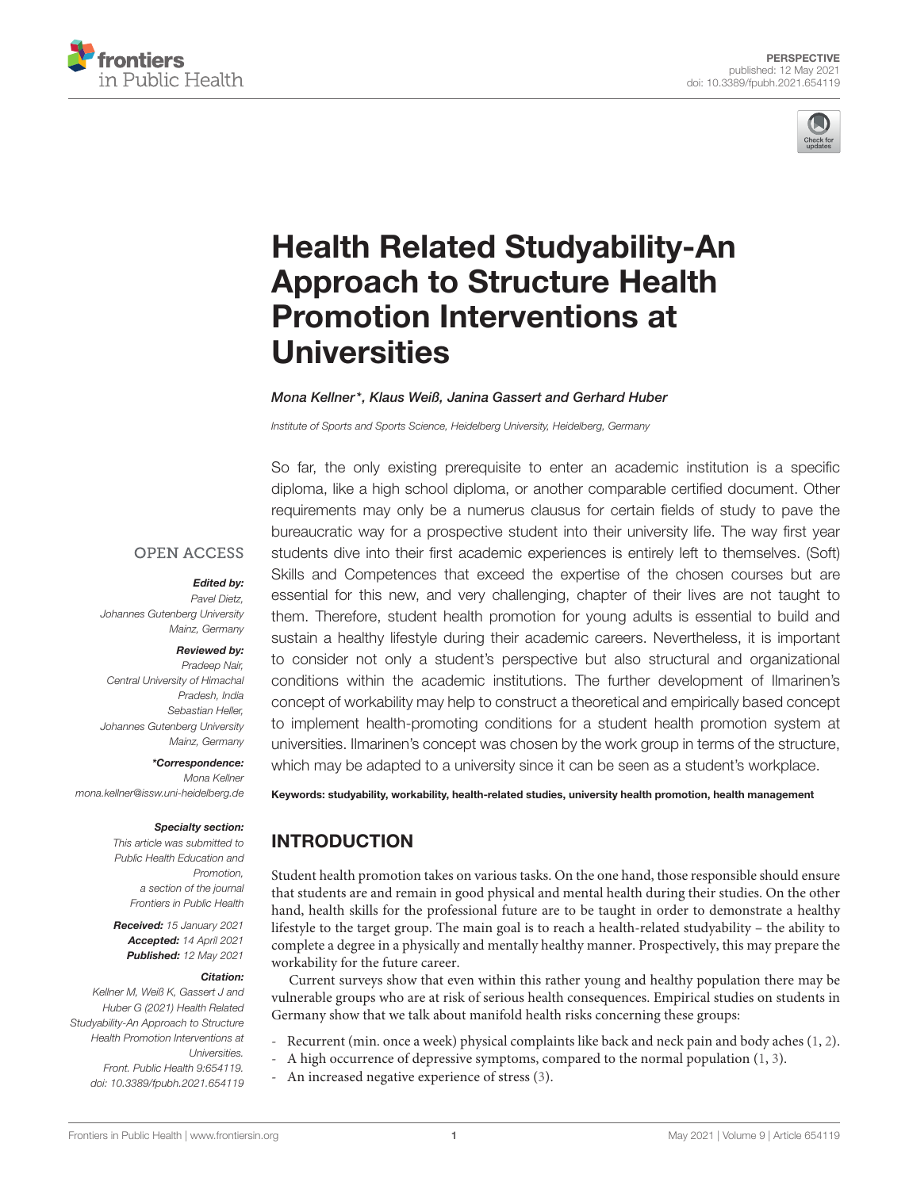PERSPECTIVE
published: 12 May 2021
doi: 10.3389/fpubh.2021.654119

# Health Related Studyability-An Approach to Structure Health Promotion Interventions at Universities

*Mona Kellner\*, Klaus Weiß, Janina Gassert and Gerhard Huber*

*Institute of Sports and Sports Science, Heidelberg University, Heidelberg, Germany*

OPEN ACCESS

***Edited by:***
*Pavel Dietz, Johannes Gutenberg University Mainz, Germany*

***Reviewed by:***
*Pradeep Nair, Central University of Himachal Pradesh, India*
*Sebastian Heller, Johannes Gutenberg University Mainz, Germany*

***\*Correspondence:***
*Mona Kellner*
*mona.kellner@issw.uni-heidelberg.de*

***Specialty section:***
*This article was submitted to Public Health Education and Promotion, a section of the journal Frontiers in Public Health*

***Received:*** *15 January 2021*
***Accepted:*** *14 April 2021*
***Published:*** *12 May 2021*

***Citation:***
*Kellner M, Weiß K, Gassert J and Huber G (2021) Health Related Studyability-An Approach to Structure Health Promotion Interventions at Universities. Front. Public Health 9:654119. doi: 10.3389/fpubh.2021.654119*

So far, the only existing prerequisite to enter an academic institution is a specific diploma, like a high school diploma, or another comparable certified document. Other requirements may only be a numerus clausus for certain fields of study to pave the bureaucratic way for a prospective student into their university life. The way first year students dive into their first academic experiences is entirely left to themselves. (Soft) Skills and Competences that exceed the expertise of the chosen courses but are essential for this new, and very challenging, chapter of their lives are not taught to them. Therefore, student health promotion for young adults is essential to build and sustain a healthy lifestyle during their academic careers. Nevertheless, it is important to consider not only a student's perspective but also structural and organizational conditions within the academic institutions. The further development of Ilmarinen's concept of workability may help to construct a theoretical and empirically based concept to implement health-promoting conditions for a student health promotion system at universities. Ilmarinen's concept was chosen by the work group in terms of the structure, which may be adapted to a university since it can be seen as a student's workplace.

**Keywords: studyability, workability, health-related studies, university health promotion, health management**

## INTRODUCTION

Student health promotion takes on various tasks. On the one hand, those responsible should ensure that students are and remain in good physical and mental health during their studies. On the other hand, health skills for the professional future are to be taught in order to demonstrate a healthy lifestyle to the target group. The main goal is to reach a health-related studyability – the ability to complete a degree in a physically and mentally healthy manner. Prospectively, this may prepare the workability for the future career.

Current surveys show that even within this rather young and healthy population there may be vulnerable groups who are at risk of serious health consequences. Empirical studies on students in Germany show that we talk about manifold health risks concerning these groups:

- Recurrent (min. once a week) physical complaints like back and neck pain and body aches (1, 2).
- A high occurrence of depressive symptoms, compared to the normal population (1, 3).
- An increased negative experience of stress (3).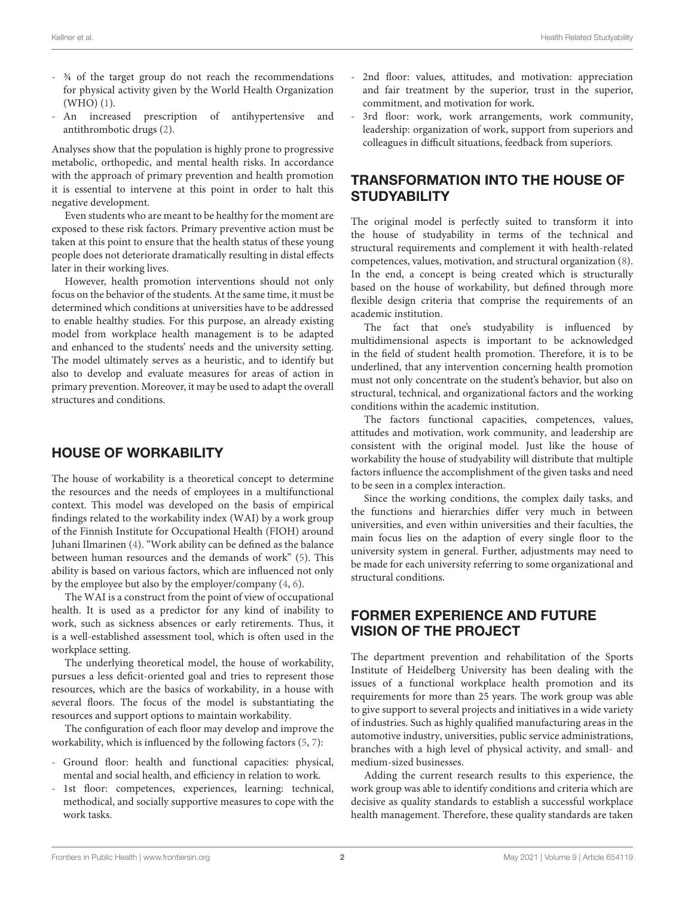- ¾ of the target group do not reach the recommendations for physical activity given by the World Health Organization (WHO) (1).
- An increased prescription of antihypertensive and antithrombotic drugs (2).

Analyses show that the population is highly prone to progressive metabolic, orthopedic, and mental health risks. In accordance with the approach of primary prevention and health promotion it is essential to intervene at this point in order to halt this negative development.

Even students who are meant to be healthy for the moment are exposed to these risk factors. Primary preventive action must be taken at this point to ensure that the health status of these young people does not deteriorate dramatically resulting in distal effects later in their working lives.

However, health promotion interventions should not only focus on the behavior of the students. At the same time, it must be determined which conditions at universities have to be addressed to enable healthy studies. For this purpose, an already existing model from workplace health management is to be adapted and enhanced to the students' needs and the university setting. The model ultimately serves as a heuristic, and to identify but also to develop and evaluate measures for areas of action in primary prevention. Moreover, it may be used to adapt the overall structures and conditions.

## HOUSE OF WORKABILITY

The house of workability is a theoretical concept to determine the resources and the needs of employees in a multifunctional context. This model was developed on the basis of empirical findings related to the workability index (WAI) by a work group of the Finnish Institute for Occupational Health (FIOH) around Juhani Ilmarinen (4). "Work ability can be defined as the balance between human resources and the demands of work" (5). This ability is based on various factors, which are influenced not only by the employee but also by the employer/company (4, 6).

The WAI is a construct from the point of view of occupational health. It is used as a predictor for any kind of inability to work, such as sickness absences or early retirements. Thus, it is a well-established assessment tool, which is often used in the workplace setting.

The underlying theoretical model, the house of workability, pursues a less deficit-oriented goal and tries to represent those resources, which are the basics of workability, in a house with several floors. The focus of the model is substantiating the resources and support options to maintain workability.

The configuration of each floor may develop and improve the workability, which is influenced by the following factors (5, 7):

- Ground floor: health and functional capacities: physical, mental and social health, and efficiency in relation to work.
- 1st floor: competences, experiences, learning: technical, methodical, and socially supportive measures to cope with the work tasks.
- 2nd floor: values, attitudes, and motivation: appreciation and fair treatment by the superior, trust in the superior, commitment, and motivation for work.
- 3rd floor: work, work arrangements, work community, leadership: organization of work, support from superiors and colleagues in difficult situations, feedback from superiors.

## TRANSFORMATION INTO THE HOUSE OF STUDYABILITY

The original model is perfectly suited to transform it into the house of studyability in terms of the technical and structural requirements and complement it with health-related competences, values, motivation, and structural organization (8). In the end, a concept is being created which is structurally based on the house of workability, but defined through more flexible design criteria that comprise the requirements of an academic institution.

The fact that one's studyability is influenced by multidimensional aspects is important to be acknowledged in the field of student health promotion. Therefore, it is to be underlined, that any intervention concerning health promotion must not only concentrate on the student's behavior, but also on structural, technical, and organizational factors and the working conditions within the academic institution.

The factors functional capacities, competences, values, attitudes and motivation, work community, and leadership are consistent with the original model. Just like the house of workability the house of studyability will distribute that multiple factors influence the accomplishment of the given tasks and need to be seen in a complex interaction.

Since the working conditions, the complex daily tasks, and the functions and hierarchies differ very much in between universities, and even within universities and their faculties, the main focus lies on the adaption of every single floor to the university system in general. Further, adjustments may need to be made for each university referring to some organizational and structural conditions.

## FORMER EXPERIENCE AND FUTURE VISION OF THE PROJECT

The department prevention and rehabilitation of the Sports Institute of Heidelberg University has been dealing with the issues of a functional workplace health promotion and its requirements for more than 25 years. The work group was able to give support to several projects and initiatives in a wide variety of industries. Such as highly qualified manufacturing areas in the automotive industry, universities, public service administrations, branches with a high level of physical activity, and small- and medium-sized businesses.

Adding the current research results to this experience, the work group was able to identify conditions and criteria which are decisive as quality standards to establish a successful workplace health management. Therefore, these quality standards are taken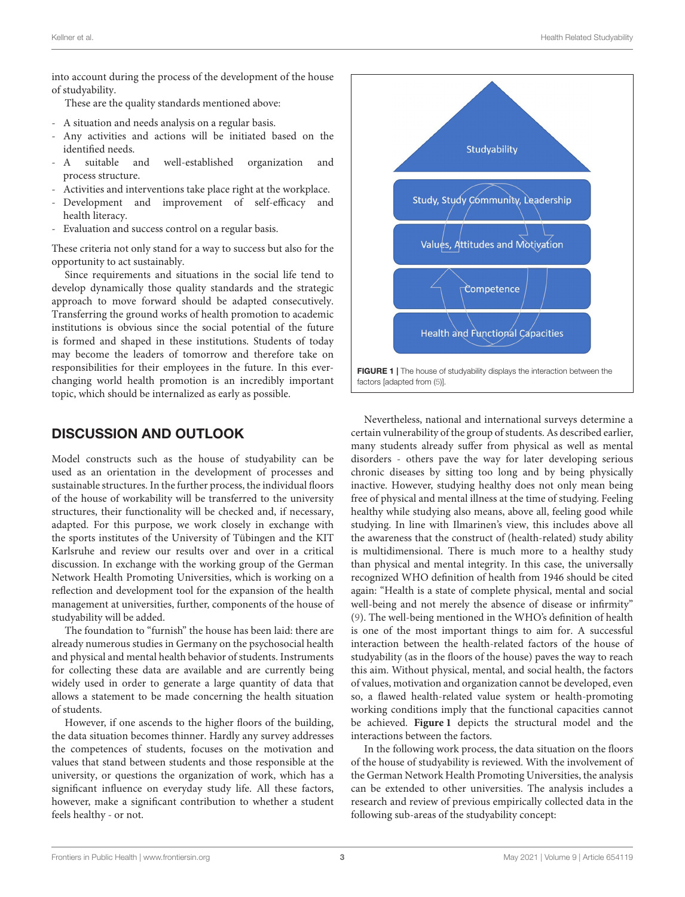into account during the process of the development of the house of studyability.

These are the quality standards mentioned above:

- A situation and needs analysis on a regular basis.
- Any activities and actions will be initiated based on the identified needs.
- A suitable and well-established organization and process structure.
- Activities and interventions take place right at the workplace.
- Development and improvement of self-efficacy and health literacy.
- Evaluation and success control on a regular basis.

These criteria not only stand for a way to success but also for the opportunity to act sustainably.

Since requirements and situations in the social life tend to develop dynamically those quality standards and the strategic approach to move forward should be adapted consecutively. Transferring the ground works of health promotion to academic institutions is obvious since the social potential of the future is formed and shaped in these institutions. Students of today may become the leaders of tomorrow and therefore take on responsibilities for their employees in the future. In this ever-changing world health promotion is an incredibly important topic, which should be internalized as early as possible.

## DISCUSSION AND OUTLOOK

Model constructs such as the house of studyability can be used as an orientation in the development of processes and sustainable structures. In the further process, the individual floors of the house of workability will be transferred to the university structures, their functionality will be checked and, if necessary, adapted. For this purpose, we work closely in exchange with the sports institutes of the University of Tübingen and the KIT Karlsruhe and review our results over and over in a critical discussion. In exchange with the working group of the German Network Health Promoting Universities, which is working on a reflection and development tool for the expansion of the health management at universities, further, components of the house of studyability will be added.

The foundation to "furnish" the house has been laid: there are already numerous studies in Germany on the psychosocial health and physical and mental health behavior of students. Instruments for collecting these data are available and are currently being widely used in order to generate a large quantity of data that allows a statement to be made concerning the health situation of students.

However, if one ascends to the higher floors of the building, the data situation becomes thinner. Hardly any survey addresses the competences of students, focuses on the motivation and values that stand between students and those responsible at the university, or questions the organization of work, which has a significant influence on everyday study life. All these factors, however, make a significant contribution to whether a student feels healthy - or not.

Studyability

Study, Study Community, Leadership

Values, Attitudes and Motivation

Competence

Health and Functional Capacities

**FIGURE 1 |** The house of studyability displays the interaction between the factors [adapted from (5)].

Nevertheless, national and international surveys determine a certain vulnerability of the group of students. As described earlier, many students already suffer from physical as well as mental disorders - others pave the way for later developing serious chronic diseases by sitting too long and by being physically inactive. However, studying healthy does not only mean being free of physical and mental illness at the time of studying. Feeling healthy while studying also means, above all, feeling good while studying. In line with Ilmarinen's view, this includes above all the awareness that the construct of (health-related) study ability is multidimensional. There is much more to a healthy study than physical and mental integrity. In this case, the universally recognized WHO definition of health from 1946 should be cited again: "Health is a state of complete physical, mental and social well-being and not merely the absence of disease or infirmity" (9). The well-being mentioned in the WHO's definition of health is one of the most important things to aim for. A successful interaction between the health-related factors of the house of studyability (as in the floors of the house) paves the way to reach this aim. Without physical, mental, and social health, the factors of values, motivation and organization cannot be developed, even so, a flawed health-related value system or health-promoting working conditions imply that the functional capacities cannot be achieved. **Figure 1** depicts the structural model and the interactions between the factors.

In the following work process, the data situation on the floors of the house of studyability is reviewed. With the involvement of the German Network Health Promoting Universities, the analysis can be extended to other universities. The analysis includes a research and review of previous empirically collected data in the following sub-areas of the studyability concept: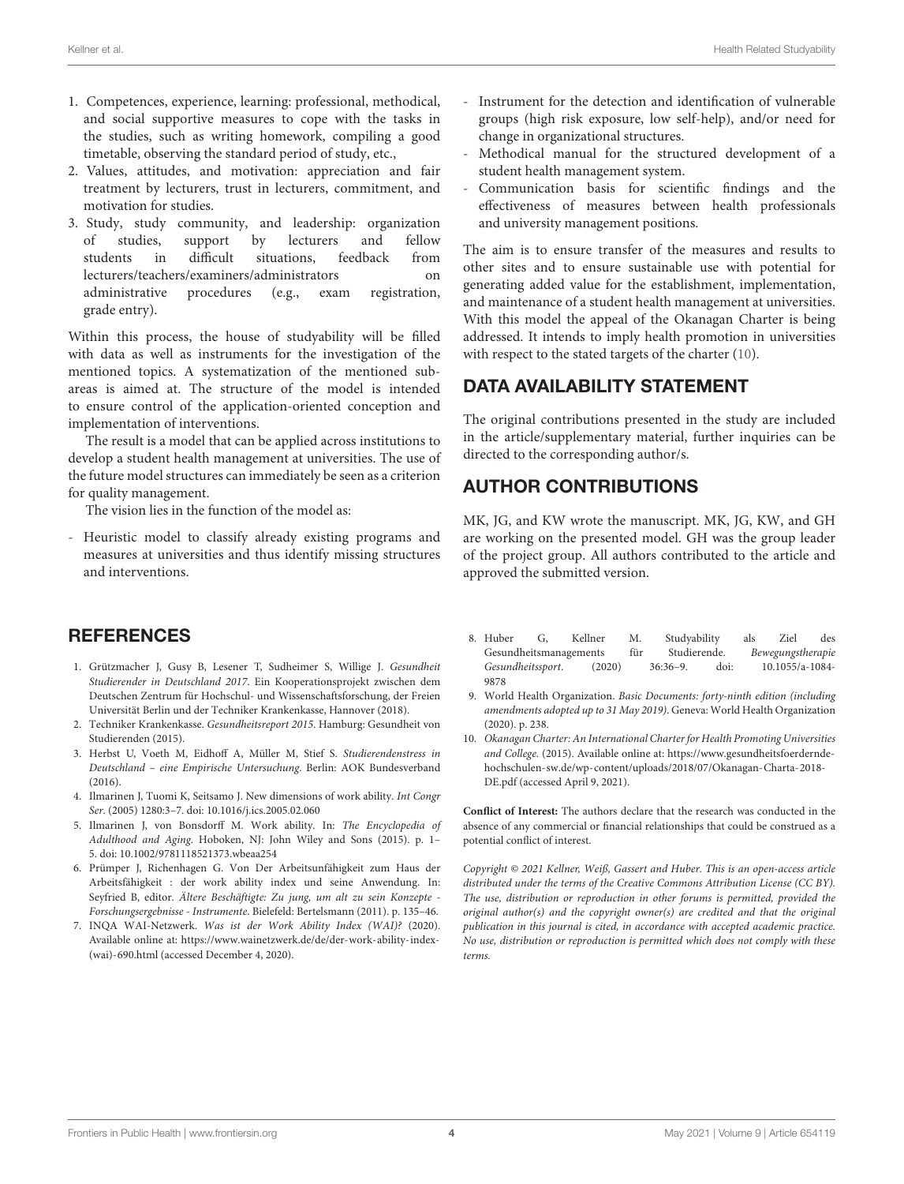1. Competences, experience, learning: professional, methodical, and social supportive measures to cope with the tasks in the studies, such as writing homework, compiling a good timetable, observing the standard period of study, etc.,
2. Values, attitudes, and motivation: appreciation and fair treatment by lecturers, trust in lecturers, commitment, and motivation for studies.
3. Study, study community, and leadership: organization of studies, support by lecturers and fellow students in difficult situations, feedback from lecturers/teachers/examiners/administrators on administrative procedures (e.g., exam registration, grade entry).

Within this process, the house of studyability will be filled with data as well as instruments for the investigation of the mentioned topics. A systematization of the mentioned sub-areas is aimed at. The structure of the model is intended to ensure control of the application-oriented conception and implementation of interventions.

The result is a model that can be applied across institutions to develop a student health management at universities. The use of the future model structures can immediately be seen as a criterion for quality management.

The vision lies in the function of the model as:

- Heuristic model to classify already existing programs and measures at universities and thus identify missing structures and interventions.
- Instrument for the detection and identification of vulnerable groups (high risk exposure, low self-help), and/or need for change in organizational structures.
- Methodical manual for the structured development of a student health management system.
- Communication basis for scientific findings and the effectiveness of measures between health professionals and university management positions.

The aim is to ensure transfer of the measures and results to other sites and to ensure sustainable use with potential for generating added value for the establishment, implementation, and maintenance of a student health management at universities. With this model the appeal of the Okanagan Charter is being addressed. It intends to imply health promotion in universities with respect to the stated targets of the charter (10).

## DATA AVAILABILITY STATEMENT

The original contributions presented in the study are included in the article/supplementary material, further inquiries can be directed to the corresponding author/s.

## AUTHOR CONTRIBUTIONS

MK, JG, and KW wrote the manuscript. MK, JG, KW, and GH are working on the presented model. GH was the group leader of the project group. All authors contributed to the article and approved the submitted version.

## REFERENCES

1. Grützmacher J, Gusy B, Lesener T, Sudheimer S, Willige J. *Gesundheit Studierender in Deutschland 2017*. Ein Kooperationsprojekt zwischen dem Deutschen Zentrum für Hochschul- und Wissenschaftsforschung, der Freien Universität Berlin und der Techniker Krankenkasse, Hannover (2018).
2. Techniker Krankenkasse. *Gesundheitsreport 2015*. Hamburg: Gesundheit von Studierenden (2015).
3. Herbst U, Voeth M, Eidhoff A, Müller M, Stief S. *Studierendenstress in Deutschland – eine Empirische Untersuchung*. Berlin: AOK Bundesverband (2016).
4. Ilmarinen J, Tuomi K, Seitsamo J. New dimensions of work ability. *Int Congr Ser*. (2005) 1280:3–7. doi: 10.1016/j.ics.2005.02.060
5. Ilmarinen J, von Bonsdorff M. Work ability. In: *The Encyclopedia of Adulthood and Aging*. Hoboken, NJ: John Wiley and Sons (2015). p. 1–5. doi: 10.1002/9781118521373.wbeaa254
6. Prümper J, Richenhagen G. Von Der Arbeitsunfähigkeit zum Haus der Arbeitsfähigkeit : der work ability index und seine Anwendung. In: Seyfried B, editor. *Ältere Beschäftigte: Zu jung, um alt zu sein Konzepte - Forschungsergebnisse - Instrumente*. Bielefeld: Bertelsmann (2011). p. 135–46.
7. INQA WAI-Netzwerk. *Was ist der Work Ability Index (WAI)?* (2020). Available online at: https://www.wainetzwerk.de/de/der-work-ability-index-(wai)-690.html (accessed December 4, 2020).
8. Huber G, Kellner M. Studyability als Ziel des Gesundheitsmanagements für Studierende. *Bewegungstherapie Gesundheitssport*. (2020) 36:36–9. doi: 10.1055/a-1084-9878
9. World Health Organization. *Basic Documents: forty-ninth edition (including amendments adopted up to 31 May 2019)*. Geneva: World Health Organization (2020). p. 238.
10. *Okanagan Charter: An International Charter for Health Promoting Universities and College*. (2015). Available online at: https://www.gesundheitsfoerdernde-hochschulen-sw.de/wp-content/uploads/2018/07/Okanagan-Charta-2018-DE.pdf (accessed April 9, 2021).

**Conflict of Interest:** The authors declare that the research was conducted in the absence of any commercial or financial relationships that could be construed as a potential conflict of interest.

*Copyright © 2021 Kellner, Weiß, Gassert and Huber. This is an open-access article distributed under the terms of the Creative Commons Attribution License (CC BY). The use, distribution or reproduction in other forums is permitted, provided the original author(s) and the copyright owner(s) are credited and that the original publication in this journal is cited, in accordance with accepted academic practice. No use, distribution or reproduction is permitted which does not comply with these terms.*